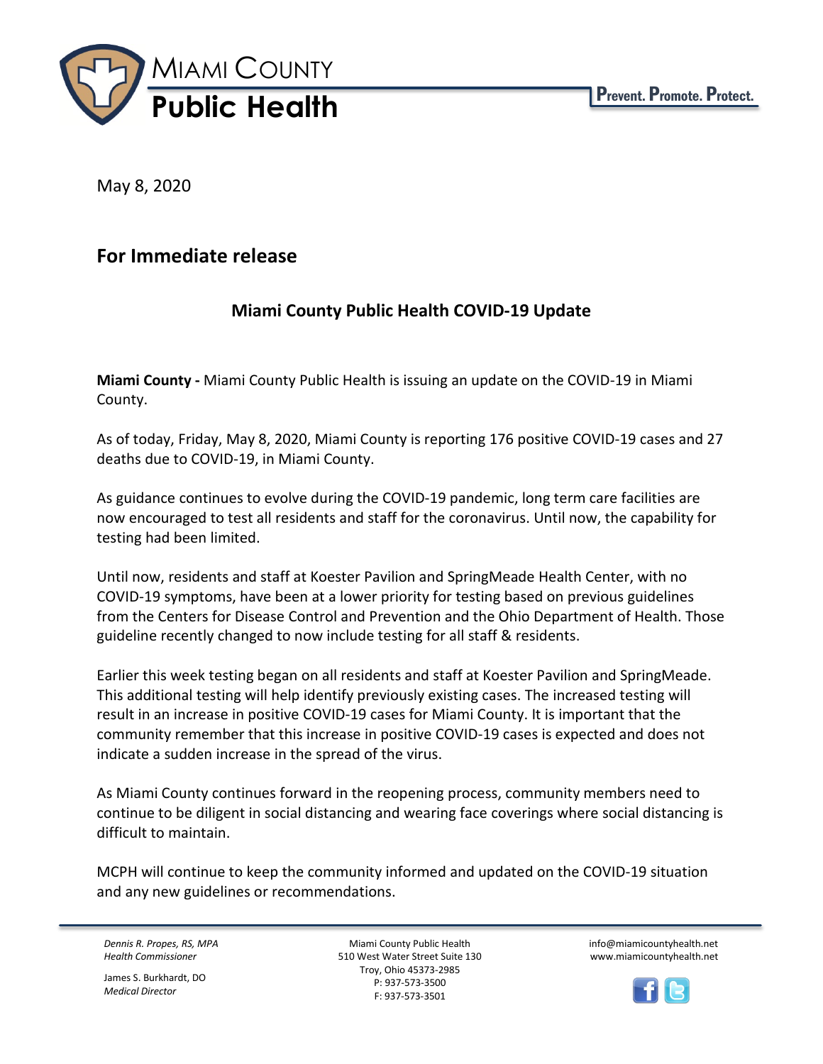# MIAMI COUNTY Public Health

Prevent. Promote. Protect.

May 8, 2020

## For Immediate release

### Miami County Public Health COVID-19 Update

**Miami County -** Miami County Public Health is issuing an update on the COVID-19 in Miami County.

As of today, Friday, May 8, 2020, Miami County is reporting 176 positive COVID-19 cases and 27 deaths due to COVID-19, in Miami County.

As guidance continues to evolve during the COVID-19 pandemic, long term care facilities are now encouraged to test all residents and staff for the coronavirus. Until now, the capability for testing had been limited.

Until now, residents and staff at Koester Pavilion and SpringMeade Health Center, with no COVID-19 symptoms, have been at a lower priority for testing based on previous guidelines from the Centers for Disease Control and Prevention and the Ohio Department of Health. Those guideline recently changed to now include testing for all staff & residents.

Earlier this week testing began on all residents and staff at Koester Pavilion and SpringMeade. This additional testing will help identify previously existing cases. The increased testing will result in an increase in positive COVID-19 cases for Miami County. It is important that the community remember that this increase in positive COVID-19 cases is expected and does not indicate a sudden increase in the spread of the virus.

As Miami County continues forward in the reopening process, community members need to continue to be diligent in social distancing and wearing face coverings where social distancing is difficult to maintain.

MCPH will continue to keep the community informed and updated on the COVID-19 situation and any new guidelines or recommendations.

---

*Dennis R. Propes, RS, MPA*
*Health Commissioner*

James S. Burkhardt, DO
*Medical Director*

Miami County Public Health
510 West Water Street Suite 130
Troy, Ohio 45373-2985
P: 937-573-3500
F: 937-573-3501

info@miamicountyhealth.net
www.miamicountyhealth.net